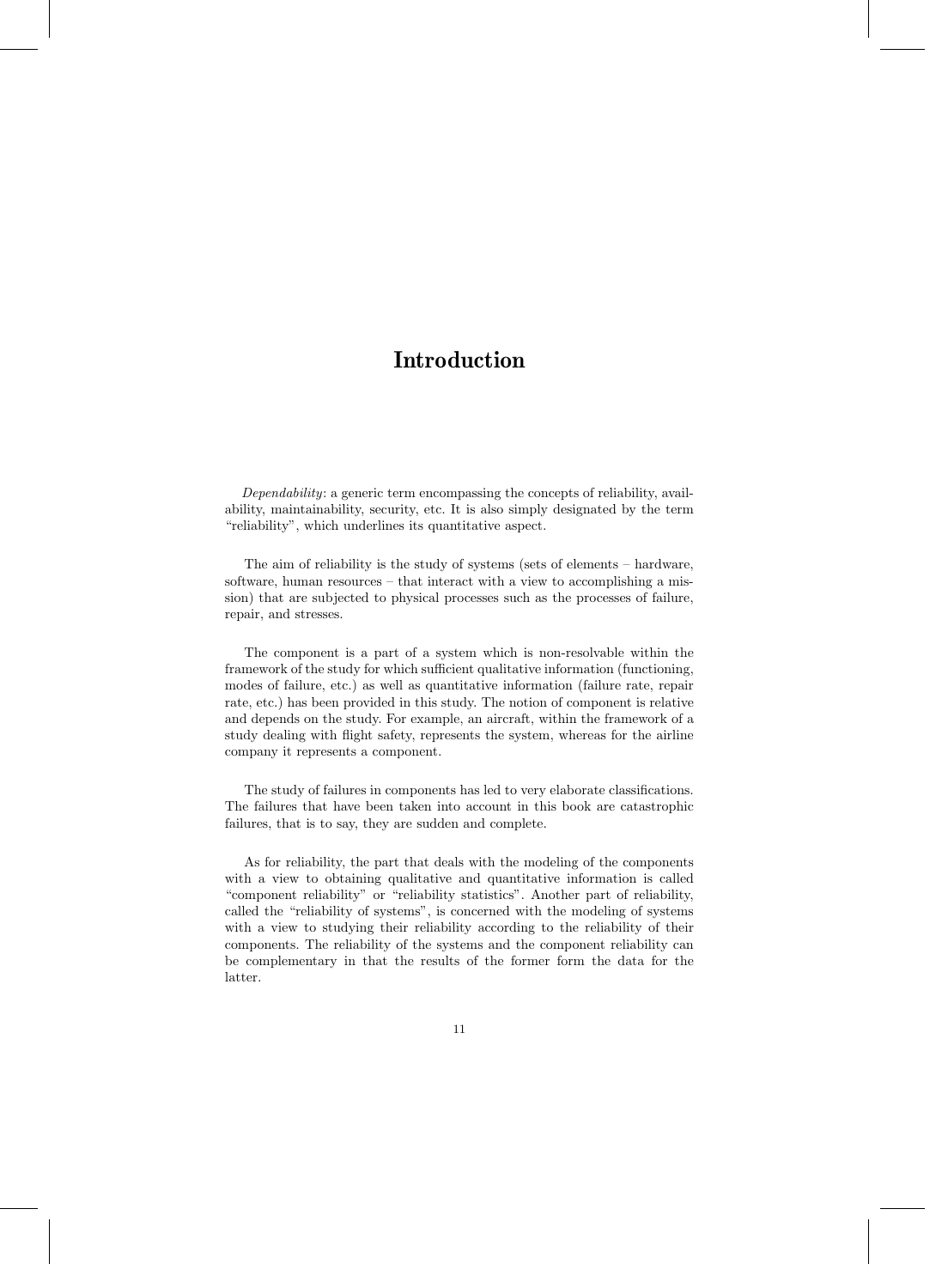# Introduction

*Dependability*: a generic term encompassing the concepts of reliability, availability, maintainability, security, etc. It is also simply designated by the term "reliability", which underlines its quantitative aspect.

The aim of reliability is the study of systems (sets of elements – hardware, software, human resources – that interact with a view to accomplishing a mission) that are subjected to physical processes such as the processes of failure, repair, and stresses.

The component is a part of a system which is non-resolvable within the framework of the study for which sufficient qualitative information (functioning, modes of failure, etc.) as well as quantitative information (failure rate, repair rate, etc.) has been provided in this study. The notion of component is relative and depends on the study. For example, an aircraft, within the framework of a study dealing with flight safety, represents the system, whereas for the airline company it represents a component.

The study of failures in components has led to very elaborate classifications. The failures that have been taken into account in this book are catastrophic failures, that is to say, they are sudden and complete.

As for reliability, the part that deals with the modeling of the components with a view to obtaining qualitative and quantitative information is called "component reliability" or "reliability statistics". Another part of reliability, called the "reliability of systems", is concerned with the modeling of systems with a view to studying their reliability according to the reliability of their components. The reliability of the systems and the component reliability can be complementary in that the results of the former form the data for the latter.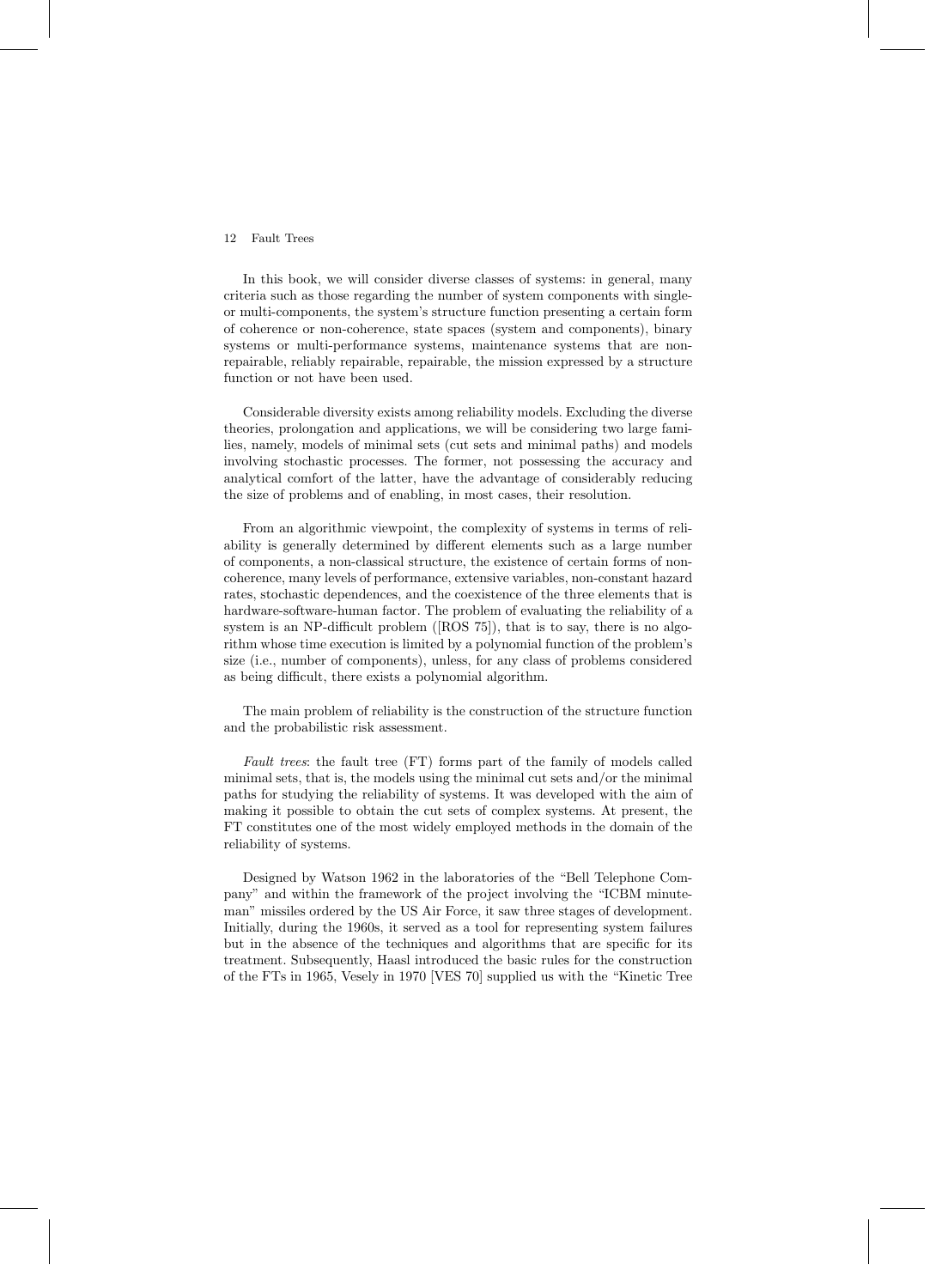In this book, we will consider diverse classes of systems: in general, many criteria such as those regarding the number of system components with single- or multi-components, the system's structure function presenting a certain form of coherence or non-coherence, state spaces (system and components), binary systems or multi-performance systems, maintenance systems that are non-repairable, reliably repairable, repairable, the mission expressed by a structure function or not have been used.

Considerable diversity exists among reliability models. Excluding the diverse theories, prolongation and applications, we will be considering two large families, namely, models of minimal sets (cut sets and minimal paths) and models involving stochastic processes. The former, not possessing the accuracy and analytical comfort of the latter, have the advantage of considerably reducing the size of problems and of enabling, in most cases, their resolution.

From an algorithmic viewpoint, the complexity of systems in terms of reliability is generally determined by different elements such as a large number of components, a non-classical structure, the existence of certain forms of non-coherence, many levels of performance, extensive variables, non-constant hazard rates, stochastic dependences, and the coexistence of the three elements that is hardware-software-human factor. The problem of evaluating the reliability of a system is an NP-difficult problem ([ROS 75]), that is to say, there is no algorithm whose time execution is limited by a polynomial function of the problem's size (i.e., number of components), unless, for any class of problems considered as being difficult, there exists a polynomial algorithm.

The main problem of reliability is the construction of the structure function and the probabilistic risk assessment.

*Fault trees*: the fault tree (FT) forms part of the family of models called minimal sets, that is, the models using the minimal cut sets and/or the minimal paths for studying the reliability of systems. It was developed with the aim of making it possible to obtain the cut sets of complex systems. At present, the FT constitutes one of the most widely employed methods in the domain of the reliability of systems.

Designed by Watson 1962 in the laboratories of the "Bell Telephone Company" and within the framework of the project involving the "ICBM minuteman" missiles ordered by the US Air Force, it saw three stages of development. Initially, during the 1960s, it served as a tool for representing system failures but in the absence of the techniques and algorithms that are specific for its treatment. Subsequently, Haasl introduced the basic rules for the construction of the FTs in 1965, Vesely in 1970 [VES 70] supplied us with the "Kinetic Tree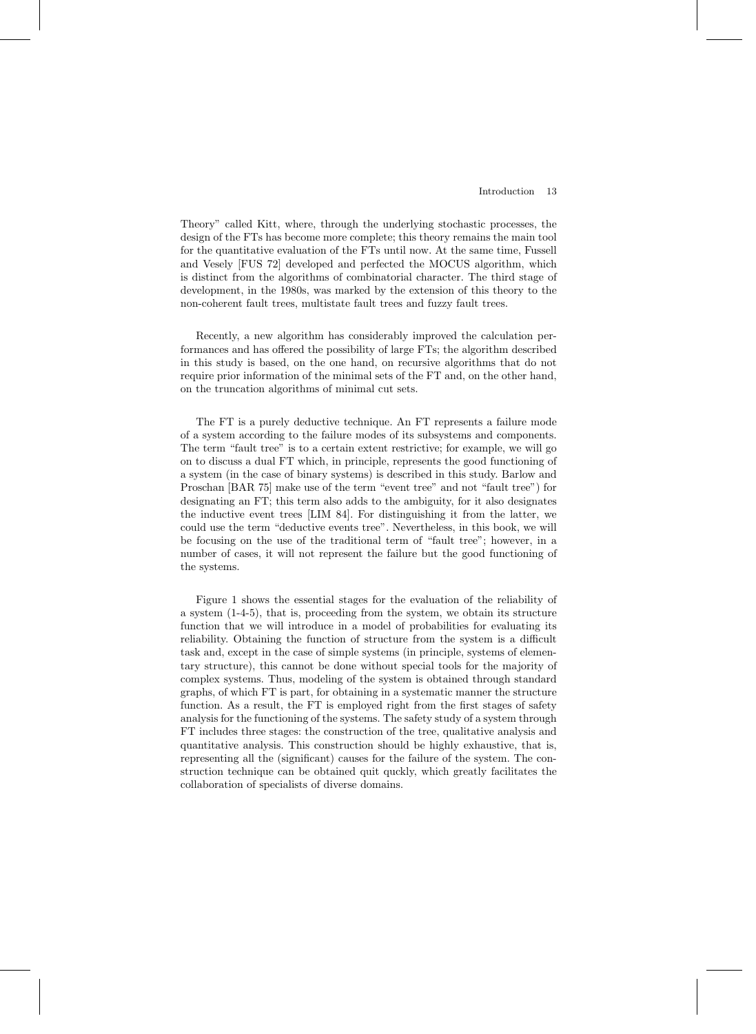Theory" called Kitt, where, through the underlying stochastic processes, the design of the FTs has become more complete; this theory remains the main tool for the quantitative evaluation of the FTs until now. At the same time, Fussell and Vesely [FUS 72] developed and perfected the MOCUS algorithm, which is distinct from the algorithms of combinatorial character. The third stage of development, in the 1980s, was marked by the extension of this theory to the non-coherent fault trees, multistate fault trees and fuzzy fault trees.

Recently, a new algorithm has considerably improved the calculation performances and has offered the possibility of large FTs; the algorithm described in this study is based, on the one hand, on recursive algorithms that do not require prior information of the minimal sets of the FT and, on the other hand, on the truncation algorithms of minimal cut sets.

The FT is a purely deductive technique. An FT represents a failure mode of a system according to the failure modes of its subsystems and components. The term "fault tree" is to a certain extent restrictive; for example, we will go on to discuss a dual FT which, in principle, represents the good functioning of a system (in the case of binary systems) is described in this study. Barlow and Proschan [BAR 75] make use of the term "event tree" and not "fault tree") for designating an FT; this term also adds to the ambiguity, for it also designates the inductive event trees [LIM 84]. For distinguishing it from the latter, we could use the term "deductive events tree". Nevertheless, in this book, we will be focusing on the use of the traditional term of "fault tree"; however, in a number of cases, it will not represent the failure but the good functioning of the systems.

Figure 1 shows the essential stages for the evaluation of the reliability of a system (1-4-5), that is, proceeding from the system, we obtain its structure function that we will introduce in a model of probabilities for evaluating its reliability. Obtaining the function of structure from the system is a difficult task and, except in the case of simple systems (in principle, systems of elementary structure), this cannot be done without special tools for the majority of complex systems. Thus, modeling of the system is obtained through standard graphs, of which FT is part, for obtaining in a systematic manner the structure function. As a result, the FT is employed right from the first stages of safety analysis for the functioning of the systems. The safety study of a system through FT includes three stages: the construction of the tree, qualitative analysis and quantitative analysis. This construction should be highly exhaustive, that is, representing all the (significant) causes for the failure of the system. The construction technique can be obtained quit quckly, which greatly facilitates the collaboration of specialists of diverse domains.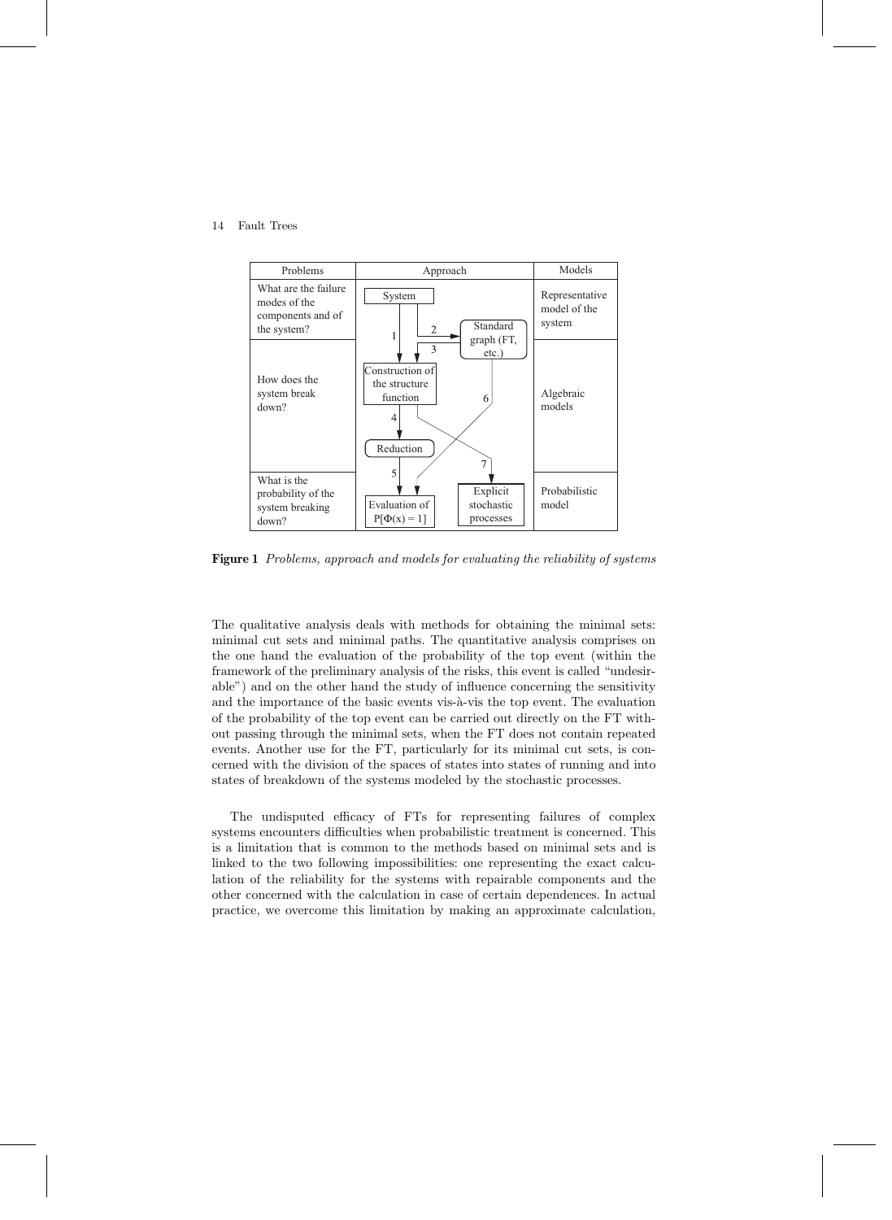| Problems | Approach | Models |
|---|---|---|
| What are the failure modes of the components and of the system? | System → 1, 2 → Standard graph (FT, etc.); 3 | Representative model of the system |
| How does the system break down? | Construction of the structure function → 4 → Reduction; 6; 7 | Algebraic models |
| What is the probability of the system breaking down? | 5 → Evaluation of $P[\Phi(x) = 1]$; Explicit stochastic processes | Probabilistic model |

**Figure 1** *Problems, approach and models for evaluating the reliability of systems*

The qualitative analysis deals with methods for obtaining the minimal sets: minimal cut sets and minimal paths. The quantitative analysis comprises on the one hand the evaluation of the probability of the top event (within the framework of the preliminary analysis of the risks, this event is called "undesirable") and on the other hand the study of influence concerning the sensitivity and the importance of the basic events vis-à-vis the top event. The evaluation of the probability of the top event can be carried out directly on the FT without passing through the minimal sets, when the FT does not contain repeated events. Another use for the FT, particularly for its minimal cut sets, is concerned with the division of the spaces of states into states of running and into states of breakdown of the systems modeled by the stochastic processes.

The undisputed efficacy of FTs for representing failures of complex systems encounters difficulties when probabilistic treatment is concerned. This is a limitation that is common to the methods based on minimal sets and is linked to the two following impossibilities: one representing the exact calculation of the reliability for the systems with repairable components and the other concerned with the calculation in case of certain dependences. In actual practice, we overcome this limitation by making an approximate calculation,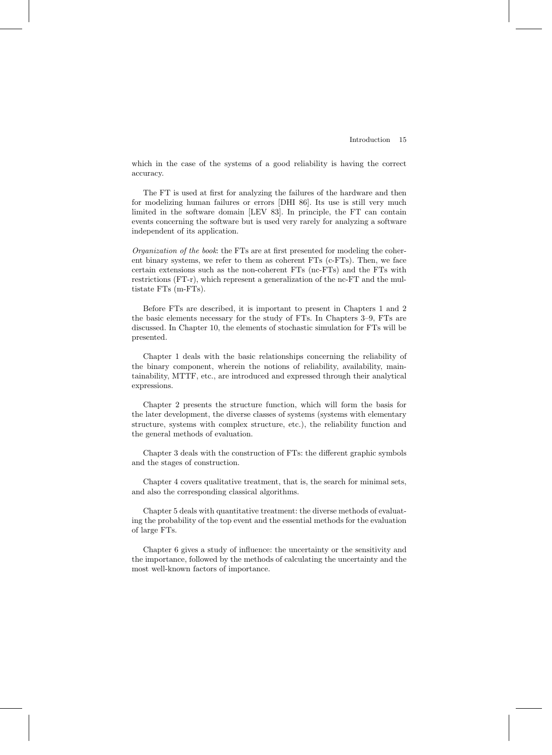which in the case of the systems of a good reliability is having the correct accuracy.

The FT is used at first for analyzing the failures of the hardware and then for modelizing human failures or errors [DHI 86]. Its use is still very much limited in the software domain [LEV 83]. In principle, the FT can contain events concerning the software but is used very rarely for analyzing a software independent of its application.

*Organization of the book*: the FTs are at first presented for modeling the coherent binary systems, we refer to them as coherent FTs (c-FTs). Then, we face certain extensions such as the non-coherent FTs (nc-FTs) and the FTs with restrictions (FT-r), which represent a generalization of the nc-FT and the multistate FTs (m-FTs).

Before FTs are described, it is important to present in Chapters 1 and 2 the basic elements necessary for the study of FTs. In Chapters 3–9, FTs are discussed. In Chapter 10, the elements of stochastic simulation for FTs will be presented.

Chapter 1 deals with the basic relationships concerning the reliability of the binary component, wherein the notions of reliability, availability, maintainability, MTTF, etc., are introduced and expressed through their analytical expressions.

Chapter 2 presents the structure function, which will form the basis for the later development, the diverse classes of systems (systems with elementary structure, systems with complex structure, etc.), the reliability function and the general methods of evaluation.

Chapter 3 deals with the construction of FTs: the different graphic symbols and the stages of construction.

Chapter 4 covers qualitative treatment, that is, the search for minimal sets, and also the corresponding classical algorithms.

Chapter 5 deals with quantitative treatment: the diverse methods of evaluating the probability of the top event and the essential methods for the evaluation of large FTs.

Chapter 6 gives a study of influence: the uncertainty or the sensitivity and the importance, followed by the methods of calculating the uncertainty and the most well-known factors of importance.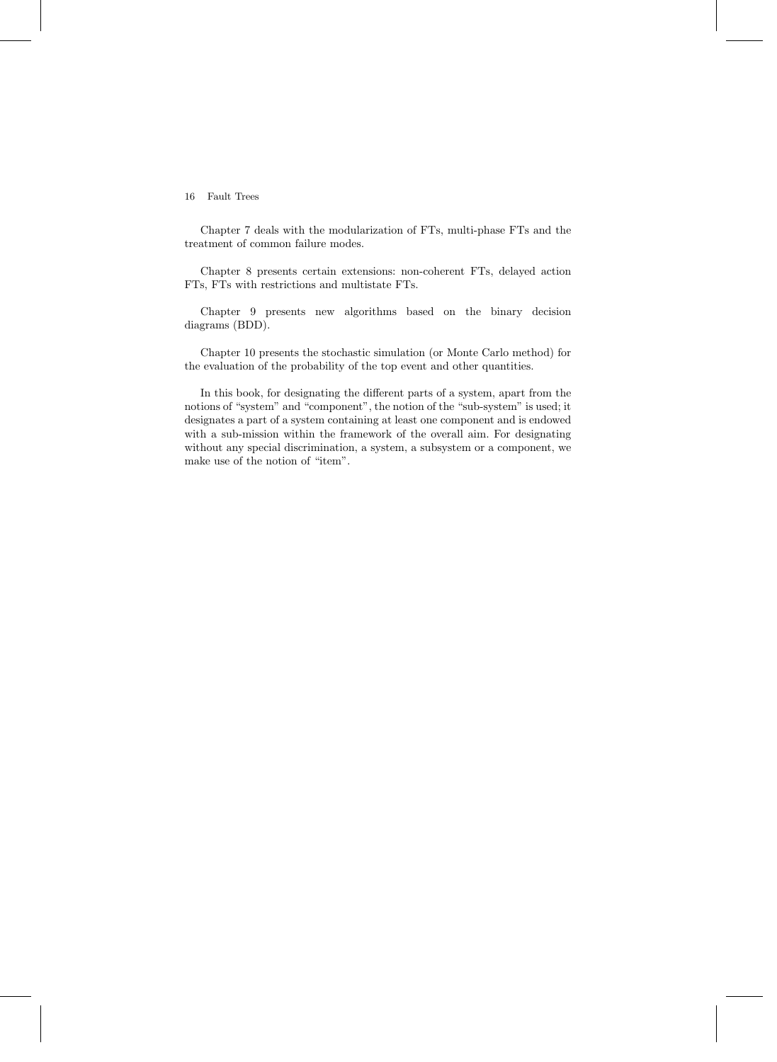Chapter 7 deals with the modularization of FTs, multi-phase FTs and the treatment of common failure modes.

Chapter 8 presents certain extensions: non-coherent FTs, delayed action FTs, FTs with restrictions and multistate FTs.

Chapter 9 presents new algorithms based on the binary decision diagrams (BDD).

Chapter 10 presents the stochastic simulation (or Monte Carlo method) for the evaluation of the probability of the top event and other quantities.

In this book, for designating the different parts of a system, apart from the notions of "system" and "component", the notion of the "sub-system" is used; it designates a part of a system containing at least one component and is endowed with a sub-mission within the framework of the overall aim. For designating without any special discrimination, a system, a subsystem or a component, we make use of the notion of "item".